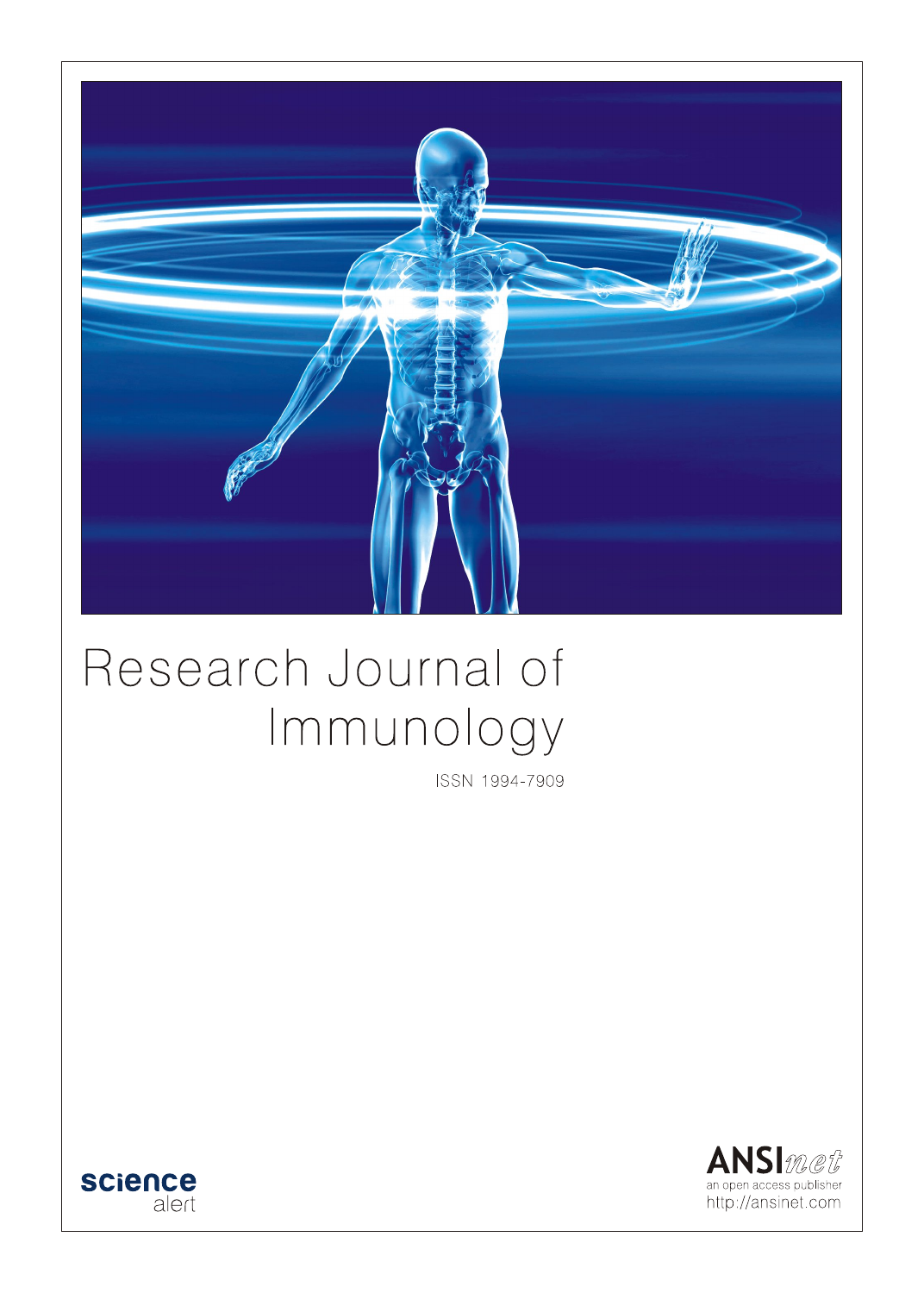# Research Journal of Immunology

ISSN 1994-7909

science alert

ANSInet
an open access publisher
http://ansinet.com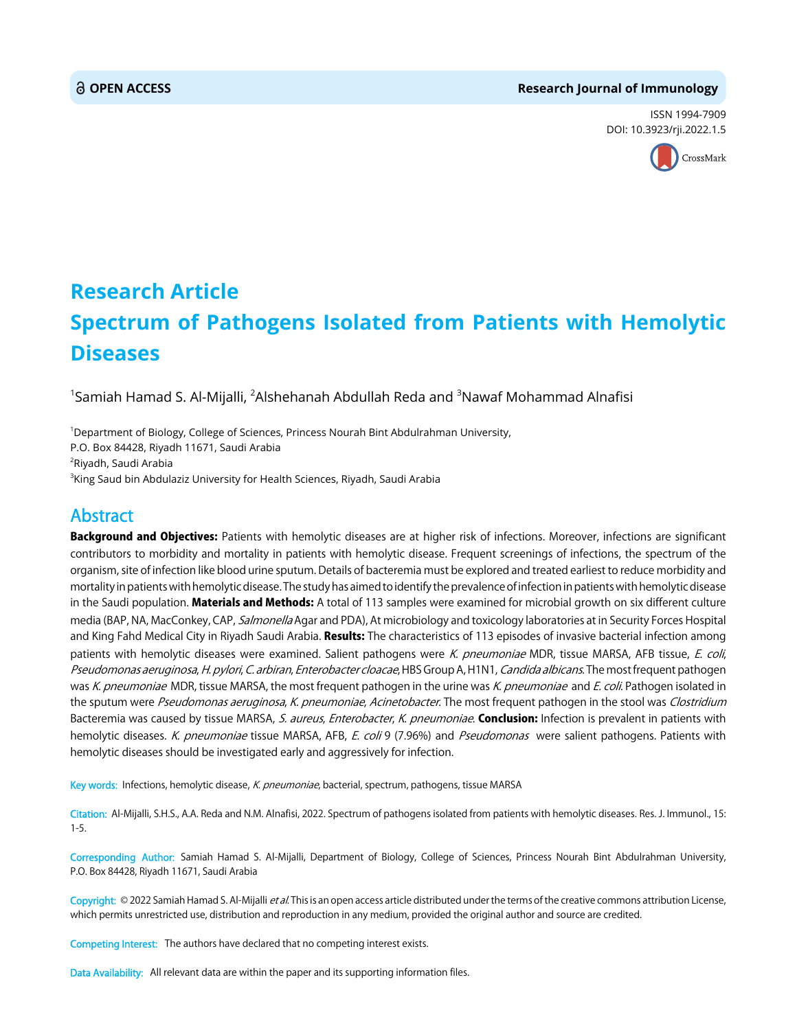OPEN ACCESS

Research Journal of Immunology

ISSN 1994-7909

DOI: 10.3923/rji.2022.1.5

# Research Article

# Spectrum of Pathogens Isolated from Patients with Hemolytic Diseases

[1]Samiah Hamad S. Al-Mijalli, [2]Alshehanah Abdullah Reda and [3]Nawaf Mohammad Alnafisi

[1]Department of Biology, College of Sciences, Princess Nourah Bint Abdulrahman University, P.O. Box 84428, Riyadh 11671, Saudi Arabia

[2]Riyadh, Saudi Arabia

[3]King Saud bin Abdulaziz University for Health Sciences, Riyadh, Saudi Arabia

## Abstract

**Background and Objectives:** Patients with hemolytic diseases are at higher risk of infections. Moreover, infections are significant contributors to morbidity and mortality in patients with hemolytic disease. Frequent screenings of infections, the spectrum of the organism, site of infection like blood urine sputum. Details of bacteremia must be explored and treated earliest to reduce morbidity and mortality in patients with hemolytic disease. The study has aimed to identify the prevalence of infection in patients with hemolytic disease in the Saudi population. **Materials and Methods:** A total of 113 samples were examined for microbial growth on six different culture media (BAP, NA, MacConkey, CAP, *Salmonella* Agar and PDA), At microbiology and toxicology laboratories at in Security Forces Hospital and King Fahd Medical City in Riyadh Saudi Arabia. **Results:** The characteristics of 113 episodes of invasive bacterial infection among patients with hemolytic diseases were examined. Salient pathogens were *K. pneumoniae* MDR, tissue MARSA, AFB tissue, *E. coli*, *Pseudomonas aeruginosa*, *H. pylori*, *C. arbiran*, *Enterobacter cloacae*, HBS Group A, H1N1, *Candida albicans*. The most frequent pathogen was *K. pneumoniae* MDR, tissue MARSA, the most frequent pathogen in the urine was *K. pneumoniae* and *E. coli*. Pathogen isolated in the sputum were *Pseudomonas aeruginosa*, *K. pneumoniae*, *Acinetobacter*. The most frequent pathogen in the stool was *Clostridium* Bacteremia was caused by tissue MARSA, *S. aureus*, *Enterobacter*, *K. pneumoniae*. **Conclusion:** Infection is prevalent in patients with hemolytic diseases. *K. pneumoniae* tissue MARSA, AFB, *E. coli* 9 (7.96%) and *Pseudomonas* were salient pathogens. Patients with hemolytic diseases should be investigated early and aggressively for infection.

**Key words:** Infections, hemolytic disease, *K. pneumoniae*, bacterial, spectrum, pathogens, tissue MARSA

**Citation:** Al-Mijalli, S.H.S., A.A. Reda and N.M. Alnafisi, 2022. Spectrum of pathogens isolated from patients with hemolytic diseases. Res. J. Immunol., 15: 1-5.

**Corresponding Author:** Samiah Hamad S. Al-Mijalli, Department of Biology, College of Sciences, Princess Nourah Bint Abdulrahman University, P.O. Box 84428, Riyadh 11671, Saudi Arabia

**Copyright:** © 2022 Samiah Hamad S. Al-Mijalli *et al.* This is an open access article distributed under the terms of the creative commons attribution License, which permits unrestricted use, distribution and reproduction in any medium, provided the original author and source are credited.

**Competing Interest:** The authors have declared that no competing interest exists.

**Data Availability:** All relevant data are within the paper and its supporting information files.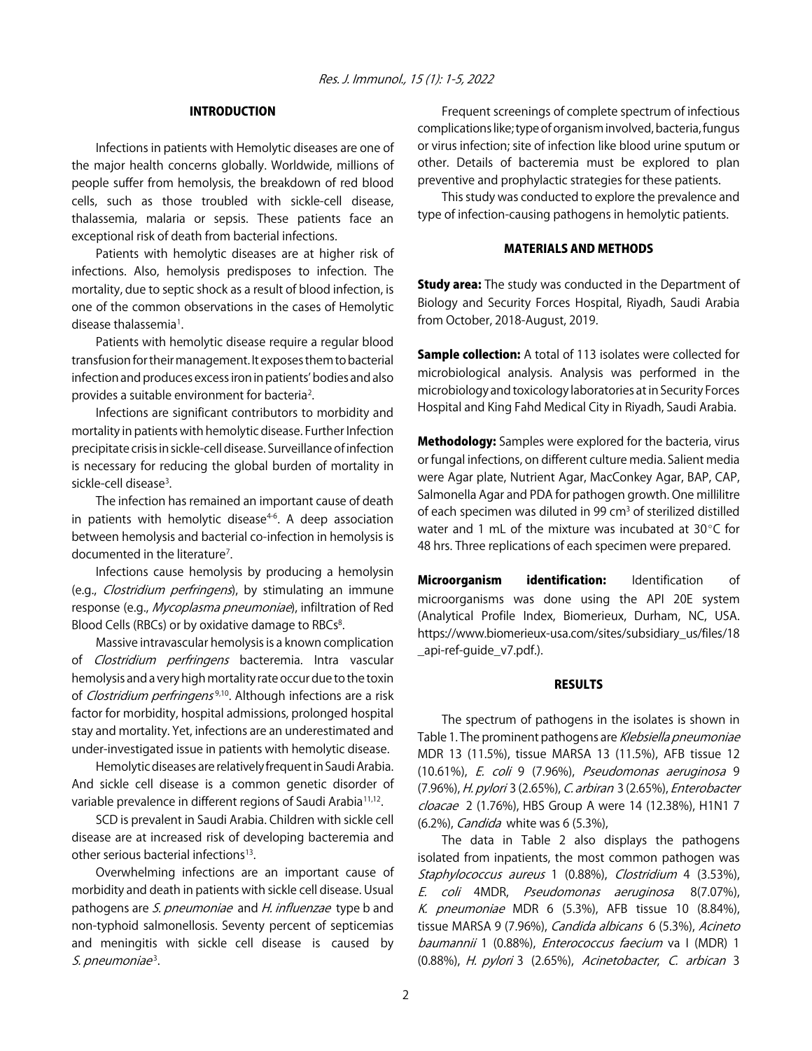## INTRODUCTION

Infections in patients with Hemolytic diseases are one of the major health concerns globally. Worldwide, millions of people suffer from hemolysis, the breakdown of red blood cells, such as those troubled with sickle-cell disease, thalassemia, malaria or sepsis. These patients face an exceptional risk of death from bacterial infections.

Patients with hemolytic diseases are at higher risk of infections. Also, hemolysis predisposes to infection. The mortality, due to septic shock as a result of blood infection, is one of the common observations in the cases of Hemolytic disease thalassemia[1].

Patients with hemolytic disease require a regular blood transfusion for their management. It exposes them to bacterial infection and produces excess iron in patients' bodies and also provides a suitable environment for bacteria[2].

Infections are significant contributors to morbidity and mortality in patients with hemolytic disease. Further Infection precipitate crisis in sickle-cell disease. Surveillance of infection is necessary for reducing the global burden of mortality in sickle-cell disease[3].

The infection has remained an important cause of death in patients with hemolytic disease[4-6]. A deep association between hemolysis and bacterial co-infection in hemolysis is documented in the literature[7].

Infections cause hemolysis by producing a hemolysin (e.g., *Clostridium perfringens*), by stimulating an immune response (e.g., *Mycoplasma pneumoniae*), infiltration of Red Blood Cells (RBCs) or by oxidative damage to RBCs[8].

Massive intravascular hemolysis is a known complication of *Clostridium perfringens* bacteremia. Intra vascular hemolysis and a very high mortality rate occur due to the toxin of *Clostridium perfringens*[9,10]. Although infections are a risk factor for morbidity, hospital admissions, prolonged hospital stay and mortality. Yet, infections are an underestimated and under-investigated issue in patients with hemolytic disease.

Hemolytic diseases are relatively frequent in Saudi Arabia. And sickle cell disease is a common genetic disorder of variable prevalence in different regions of Saudi Arabia[11,12].

SCD is prevalent in Saudi Arabia. Children with sickle cell disease are at increased risk of developing bacteremia and other serious bacterial infections[13].

Overwhelming infections are an important cause of morbidity and death in patients with sickle cell disease. Usual pathogens are *S. pneumoniae* and *H. influenzae* type b and non-typhoid salmonellosis. Seventy percent of septicemias and meningitis with sickle cell disease is caused by *S. pneumoniae*[3].

Frequent screenings of complete spectrum of infectious complications like; type of organism involved, bacteria, fungus or virus infection; site of infection like blood urine sputum or other. Details of bacteremia must be explored to plan preventive and prophylactic strategies for these patients.

This study was conducted to explore the prevalence and type of infection-causing pathogens in hemolytic patients.

## MATERIALS AND METHODS

**Study area:** The study was conducted in the Department of Biology and Security Forces Hospital, Riyadh, Saudi Arabia from October, 2018-August, 2019.

**Sample collection:** A total of 113 isolates were collected for microbiological analysis. Analysis was performed in the microbiology and toxicology laboratories at in Security Forces Hospital and King Fahd Medical City in Riyadh, Saudi Arabia.

**Methodology:** Samples were explored for the bacteria, virus or fungal infections, on different culture media. Salient media were Agar plate, Nutrient Agar, MacConkey Agar, BAP, CAP, Salmonella Agar and PDA for pathogen growth. One millilitre of each specimen was diluted in 99 $cm^3$ of sterilized distilled water and 1 mL of the mixture was incubated at 30°C for 48 hrs. Three replications of each specimen were prepared.

**Microorganism identification:** Identification of microorganisms was done using the API 20E system (Analytical Profile Index, Biomerieux, Durham, NC, USA. https://www.biomerieux-usa.com/sites/subsidiary_us/files/18_api-ref-guide_v7.pdf.).

## RESULTS

The spectrum of pathogens in the isolates is shown in Table 1. The prominent pathogens are *Klebsiella pneumoniae* MDR 13 (11.5%), tissue MARSA 13 (11.5%), AFB tissue 12 (10.61%), *E. coli* 9 (7.96%), *Pseudomonas aeruginosa* 9 (7.96%), *H. pylori* 3 (2.65%), *C. arbiran* 3 (2.65%), *Enterobacter cloacae* 2 (1.76%), HBS Group A were 14 (12.38%), H1N1 7 (6.2%), *Candida* white was 6 (5.3%),

The data in Table 2 also displays the pathogens isolated from inpatients, the most common pathogen was *Staphylococcus aureus* 1 (0.88%), *Clostridium* 4 (3.53%), *E. coli* 4MDR, *Pseudomonas aeruginosa* 8(7.07%), *K. pneumoniae* MDR 6 (5.3%), AFB tissue 10 (8.84%), tissue MARSA 9 (7.96%), *Candida albicans* 6 (5.3%), *Acineto baumannii* 1 (0.88%), *Enterococcus faecium* va I (MDR) 1 (0.88%), *H. pylori* 3 (2.65%), *Acinetobacter*, *C. arbican* 3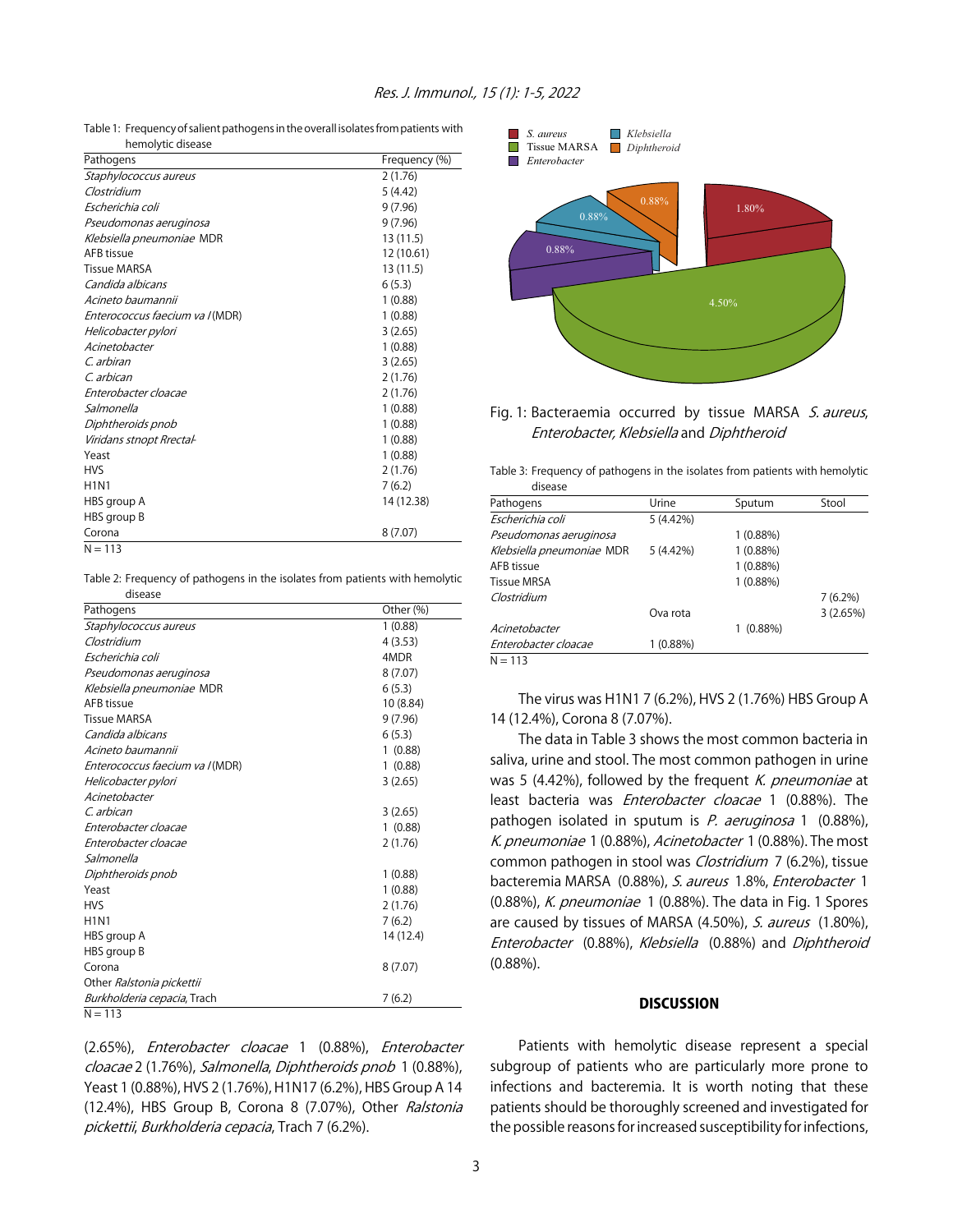Table 1: Frequency of salient pathogens in the overall isolates from patients with hemolytic disease

| Pathogens | Frequency (%) |
|---|---|
| *Staphylococcus aureus* | 2 (1.76) |
| *Clostridium* | 5 (4.42) |
| *Escherichia coli* | 9 (7.96) |
| *Pseudomonas aeruginosa* | 9 (7.96) |
| *Klebsiella pneumoniae* MDR | 13 (11.5) |
| AFB tissue | 12 (10.61) |
| Tissue MARSA | 13 (11.5) |
| *Candida albicans* | 6 (5.3) |
| *Acineto baumannii* | 1 (0.88) |
| *Enterococcus faecium va l* (MDR) | 1 (0.88) |
| *Helicobacter pylori* | 3 (2.65) |
| *Acinetobacter* | 1 (0.88) |
| *C. arbiran* | 3 (2.65) |
| *C. arbican* | 2 (1.76) |
| *Enterobacter cloacae* | 2 (1.76) |
| *Salmonella* | 1 (0.88) |
| *Diphtheroids pnob* | 1 (0.88) |
| *Viridans stnopt Rrectal-* | 1 (0.88) |
| Yeast | 1 (0.88) |
| HVS | 2 (1.76) |
| H1N1 | 7 (6.2) |
| HBS group A | 14 (12.38) |
| HBS group B | |
| Corona | 8 (7.07) |

N = 113

Table 2: Frequency of pathogens in the isolates from patients with hemolytic disease

| Pathogens | Other (%) |
|---|---|
| *Staphylococcus aureus* | 1 (0.88) |
| *Clostridium* | 4 (3.53) |
| *Escherichia coli* | 4MDR |
| *Pseudomonas aeruginosa* | 8 (7.07) |
| *Klebsiella pneumoniae* MDR | 6 (5.3) |
| AFB tissue | 10 (8.84) |
| Tissue MARSA | 9 (7.96) |
| *Candida albicans* | 6 (5.3) |
| *Acineto baumannii* | 1 (0.88) |
| *Enterococcus faecium va l* (MDR) | 1 (0.88) |
| *Helicobacter pylori* | 3 (2.65) |
| *Acinetobacter* | |
| *C. arbican* | 3 (2.65) |
| *Enterobacter cloacae* | 1 (0.88) |
| *Enterobacter cloacae* | 2 (1.76) |
| *Salmonella* | |
| *Diphtheroids pnob* | 1 (0.88) |
| Yeast | 1 (0.88) |
| HVS | 2 (1.76) |
| H1N1 | 7 (6.2) |
| HBS group A | 14 (12.4) |
| HBS group B | |
| Corona | 8 (7.07) |
| Other *Ralstonia pickettii* | |
| *Burkholderia cepacia*, Trach | 7 (6.2) |

N = 113

(2.65%), *Enterobacter cloacae* 1 (0.88%), *Enterobacter cloacae* 2 (1.76%), *Salmonella*, *Diphtheroids pnob* 1 (0.88%), Yeast 1 (0.88%), HVS 2 (1.76%), H1N17 (6.2%), HBS Group A 14 (12.4%), HBS Group B, Corona 8 (7.07%), Other *Ralstonia pickettii*, *Burkholderia cepacia*, Trach 7 (6.2%).

Fig. 1: Bacteraemia occurred by tissue MARSA *S. aureus*, *Enterobacter, Klebsiella* and *Diphtheroid*

Table 3: Frequency of pathogens in the isolates from patients with hemolytic disease

| Pathogens | Urine | Sputum | Stool |
|---|---|---|---|
| *Escherichia coli* | 5 (4.42%) | | |
| *Pseudomonas aeruginosa* | | 1 (0.88%) | |
| *Klebsiella pneumoniae* MDR | 5 (4.42%) | 1 (0.88%) | |
| AFB tissue | | 1 (0.88%) | |
| Tissue MRSA | | 1 (0.88%) | |
| *Clostridium* | | | 7 (6.2%) |
| | Ova rota | | 3 (2.65%) |
| *Acinetobacter* | | 1 (0.88%) | |
| *Enterobacter cloacae* | 1 (0.88%) | | |

N = 113

The virus was H1N1 7 (6.2%), HVS 2 (1.76%) HBS Group A 14 (12.4%), Corona 8 (7.07%).

The data in Table 3 shows the most common bacteria in saliva, urine and stool. The most common pathogen in urine was 5 (4.42%), followed by the frequent *K. pneumoniae* at least bacteria was *Enterobacter cloacae* 1 (0.88%). The pathogen isolated in sputum is *P. aeruginosa* 1 (0.88%), *K. pneumoniae* 1 (0.88%), *Acinetobacter* 1 (0.88%). The most common pathogen in stool was *Clostridium* 7 (6.2%), tissue bacteremia MARSA (0.88%), *S. aureus* 1.8%, *Enterobacter* 1 (0.88%), *K. pneumoniae* 1 (0.88%). The data in Fig. 1 Spores are caused by tissues of MARSA (4.50%), *S. aureus* (1.80%), *Enterobacter* (0.88%), *Klebsiella* (0.88%) and *Diphtheroid* (0.88%).

## DISCUSSION

Patients with hemolytic disease represent a special subgroup of patients who are particularly more prone to infections and bacteremia. It is worth noting that these patients should be thoroughly screened and investigated for the possible reasons for increased susceptibility for infections,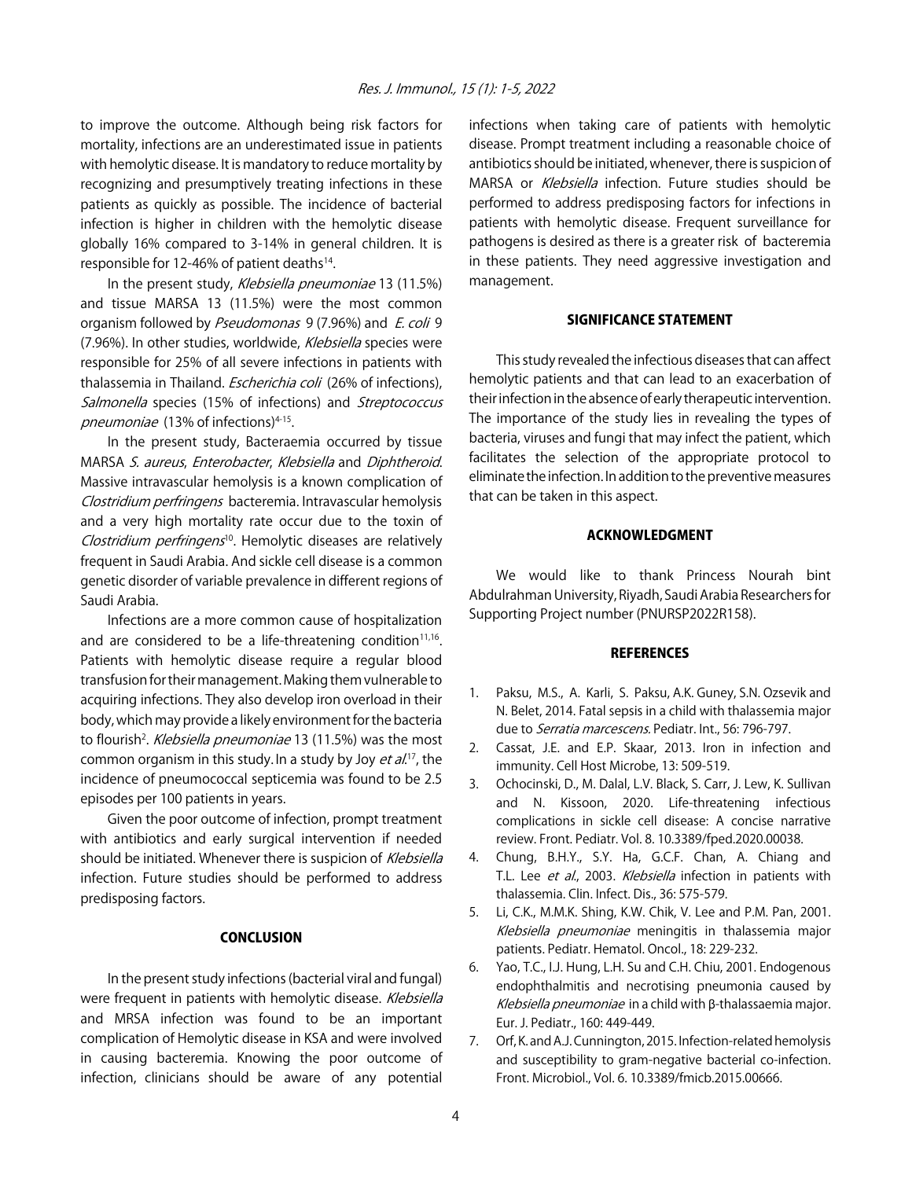to improve the outcome. Although being risk factors for mortality, infections are an underestimated issue in patients with hemolytic disease. It is mandatory to reduce mortality by recognizing and presumptively treating infections in these patients as quickly as possible. The incidence of bacterial infection is higher in children with the hemolytic disease globally 16% compared to 3-14% in general children. It is responsible for 12-46% of patient deaths[14].

In the present study, *Klebsiella pneumoniae* 13 (11.5%) and tissue MARSA 13 (11.5%) were the most common organism followed by *Pseudomonas* 9 (7.96%) and *E. coli* 9 (7.96%). In other studies, worldwide, *Klebsiella* species were responsible for 25% of all severe infections in patients with thalassemia in Thailand. *Escherichia coli* (26% of infections), *Salmonella* species (15% of infections) and *Streptococcus pneumoniae* (13% of infections)[4-15].

In the present study, Bacteraemia occurred by tissue MARSA *S. aureus*, *Enterobacter*, *Klebsiella* and *Diphtheroid*. Massive intravascular hemolysis is a known complication of *Clostridium perfringens* bacteremia. Intravascular hemolysis and a very high mortality rate occur due to the toxin of *Clostridium perfringens*[10]. Hemolytic diseases are relatively frequent in Saudi Arabia. And sickle cell disease is a common genetic disorder of variable prevalence in different regions of Saudi Arabia.

Infections are a more common cause of hospitalization and are considered to be a life-threatening condition[11,16]. Patients with hemolytic disease require a regular blood transfusion for their management. Making them vulnerable to acquiring infections. They also develop iron overload in their body, which may provide a likely environment for the bacteria to flourish[2]. *Klebsiella pneumoniae* 13 (11.5%) was the most common organism in this study. In a study by Joy *et al.*[17], the incidence of pneumococcal septicemia was found to be 2.5 episodes per 100 patients in years.

Given the poor outcome of infection, prompt treatment with antibiotics and early surgical intervention if needed should be initiated. Whenever there is suspicion of *Klebsiella* infection. Future studies should be performed to address predisposing factors.

## CONCLUSION

In the present study infections (bacterial viral and fungal) were frequent in patients with hemolytic disease. *Klebsiella* and MRSA infection was found to be an important complication of Hemolytic disease in KSA and were involved in causing bacteremia. Knowing the poor outcome of infection, clinicians should be aware of any potential infections when taking care of patients with hemolytic disease. Prompt treatment including a reasonable choice of antibiotics should be initiated, whenever, there is suspicion of MARSA or *Klebsiella* infection. Future studies should be performed to address predisposing factors for infections in patients with hemolytic disease. Frequent surveillance for pathogens is desired as there is a greater risk of bacteremia in these patients. They need aggressive investigation and management.

## SIGNIFICANCE STATEMENT

This study revealed the infectious diseases that can affect hemolytic patients and that can lead to an exacerbation of their infection in the absence of early therapeutic intervention. The importance of the study lies in revealing the types of bacteria, viruses and fungi that may infect the patient, which facilitates the selection of the appropriate protocol to eliminate the infection. In addition to the preventive measures that can be taken in this aspect.

## ACKNOWLEDGMENT

We would like to thank Princess Nourah bint Abdulrahman University, Riyadh, Saudi Arabia Researchers for Supporting Project number (PNURSP2022R158).

## REFERENCES

1. Paksu, M.S., A. Karli, S. Paksu, A.K. Guney, S.N. Ozsevik and N. Belet, 2014. Fatal sepsis in a child with thalassemia major due to *Serratia marcescens*. Pediatr. Int., 56: 796-797.
2. Cassat, J.E. and E.P. Skaar, 2013. Iron in infection and immunity. Cell Host Microbe, 13: 509-519.
3. Ochocinski, D., M. Dalal, L.V. Black, S. Carr, J. Lew, K. Sullivan and N. Kissoon, 2020. Life-threatening infectious complications in sickle cell disease: A concise narrative review. Front. Pediatr. Vol. 8. 10.3389/fped.2020.00038.
4. Chung, B.H.Y., S.Y. Ha, G.C.F. Chan, A. Chiang and T.L. Lee *et al*., 2003. *Klebsiella* infection in patients with thalassemia. Clin. Infect. Dis., 36: 575-579.
5. Li, C.K., M.M.K. Shing, K.W. Chik, V. Lee and P.M. Pan, 2001. *Klebsiella pneumoniae* meningitis in thalassemia major patients. Pediatr. Hematol. Oncol., 18: 229-232.
6. Yao, T.C., I.J. Hung, L.H. Su and C.H. Chiu, 2001. Endogenous endophthalmitis and necrotising pneumonia caused by *Klebsiella pneumoniae* in a child with β-thalassaemia major. Eur. J. Pediatr., 160: 449-449.
7. Orf, K. and A.J. Cunnington, 2015. Infection-related hemolysis and susceptibility to gram-negative bacterial co-infection. Front. Microbiol., Vol. 6. 10.3389/fmicb.2015.00666.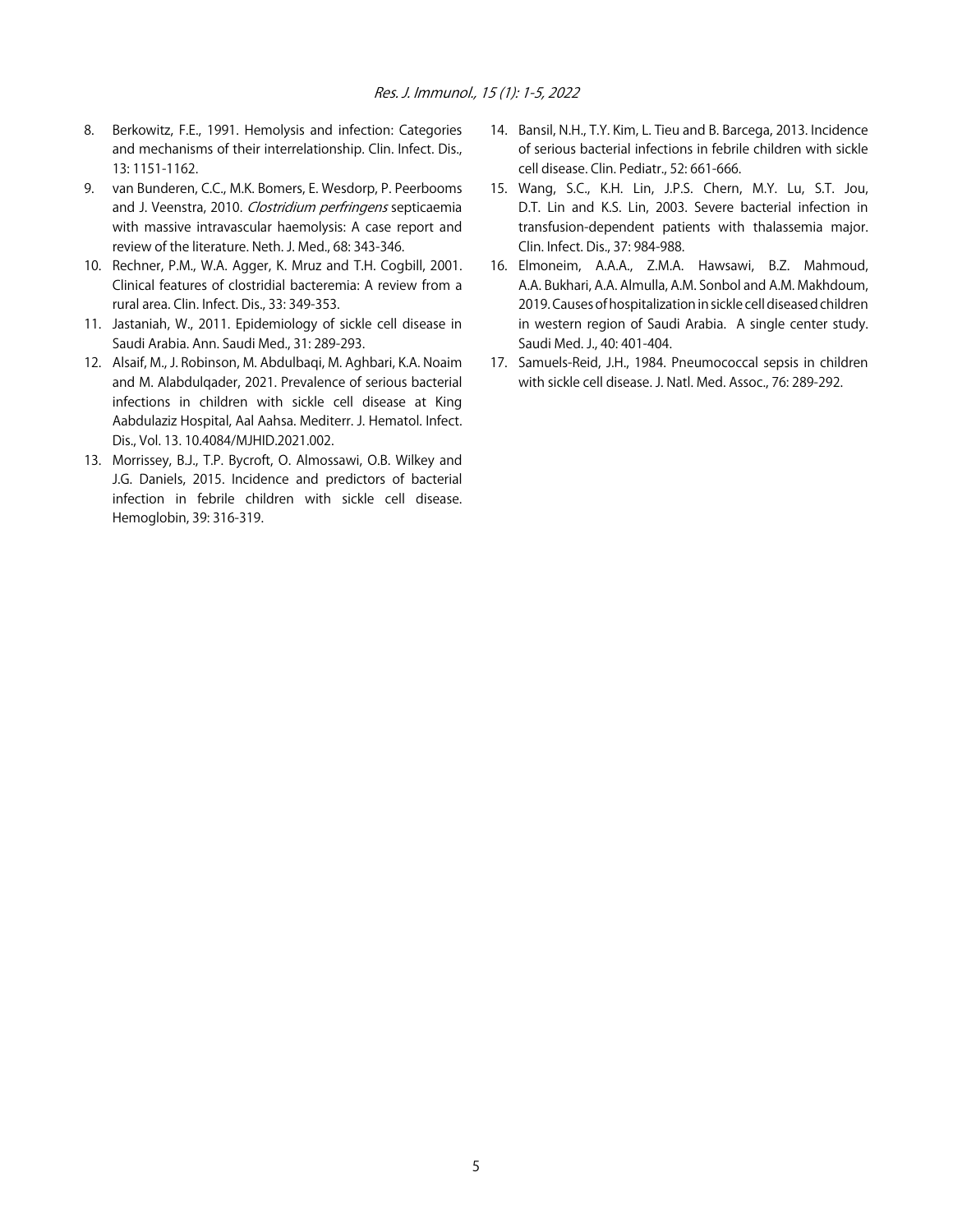8. Berkowitz, F.E., 1991. Hemolysis and infection: Categories and mechanisms of their interrelationship. Clin. Infect. Dis., 13: 1151-1162.
9. van Bunderen, C.C., M.K. Bomers, E. Wesdorp, P. Peerbooms and J. Veenstra, 2010. *Clostridium perfringens* septicaemia with massive intravascular haemolysis: A case report and review of the literature. Neth. J. Med., 68: 343-346.
10. Rechner, P.M., W.A. Agger, K. Mruz and T.H. Cogbill, 2001. Clinical features of clostridial bacteremia: A review from a rural area. Clin. Infect. Dis., 33: 349-353.
11. Jastaniah, W., 2011. Epidemiology of sickle cell disease in Saudi Arabia. Ann. Saudi Med., 31: 289-293.
12. Alsaif, M., J. Robinson, M. Abdulbaqi, M. Aghbari, K.A. Noaim and M. Alabdulqader, 2021. Prevalence of serious bacterial infections in children with sickle cell disease at King Aabdulaziz Hospital, Aal Aahsa. Mediterr. J. Hematol. Infect. Dis., Vol. 13. 10.4084/MJHID.2021.002.
13. Morrissey, B.J., T.P. Bycroft, O. Almossawi, O.B. Wilkey and J.G. Daniels, 2015. Incidence and predictors of bacterial infection in febrile children with sickle cell disease. Hemoglobin, 39: 316-319.
14. Bansil, N.H., T.Y. Kim, L. Tieu and B. Barcega, 2013. Incidence of serious bacterial infections in febrile children with sickle cell disease. Clin. Pediatr., 52: 661-666.
15. Wang, S.C., K.H. Lin, J.P.S. Chern, M.Y. Lu, S.T. Jou, D.T. Lin and K.S. Lin, 2003. Severe bacterial infection in transfusion-dependent patients with thalassemia major. Clin. Infect. Dis., 37: 984-988.
16. Elmoneim, A.A.A., Z.M.A. Hawsawi, B.Z. Mahmoud, A.A. Bukhari, A.A. Almulla, A.M. Sonbol and A.M. Makhdoum, 2019. Causes of hospitalization in sickle cell diseased children in western region of Saudi Arabia. A single center study. Saudi Med. J., 40: 401-404.
17. Samuels-Reid, J.H., 1984. Pneumococcal sepsis in children with sickle cell disease. J. Natl. Med. Assoc., 76: 289-292.